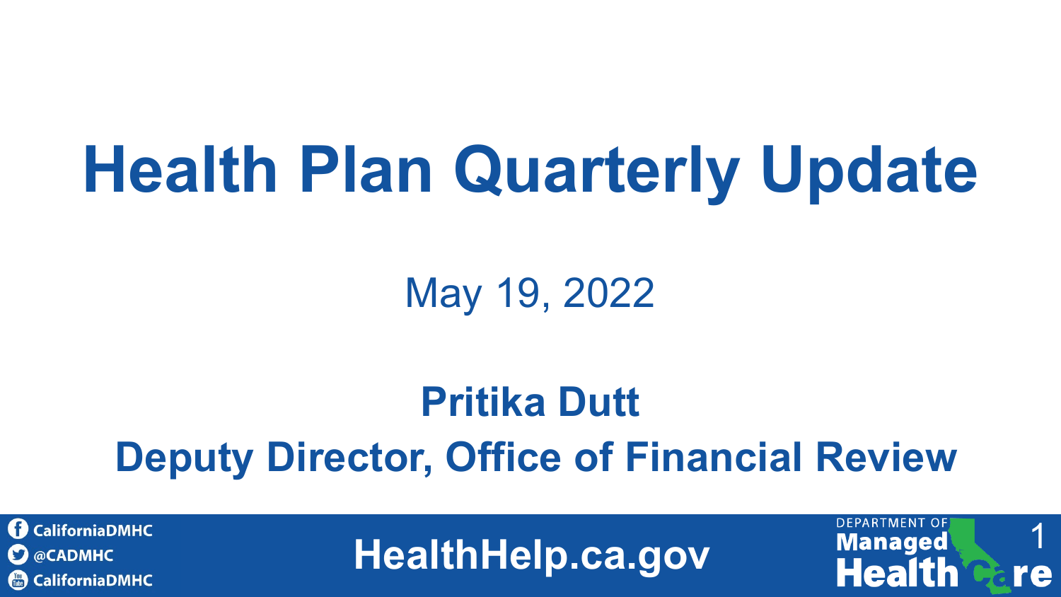# Health Plan Quarterly Update

May 19, 2022

**Pritika Dutt**

**Deputy Director, Office of Financial Review**

CaliforniaDMHC

@CADMHC

CaliforniaDMHC

HealthHelp.ca.gov

DEPARTMENT OF Managed Health Care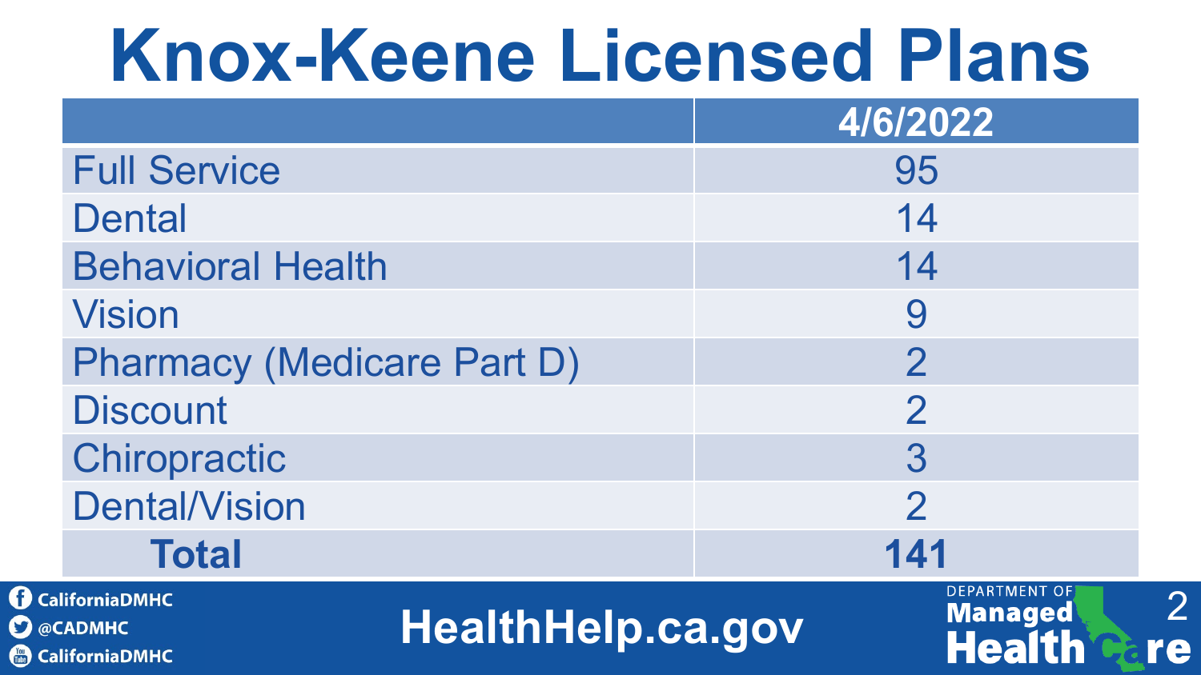# Knox-Keene Licensed Plans

| | 4/6/2022 |
|---|---|
| Full Service | 95 |
| Dental | 14 |
| Behavioral Health | 14 |
| Vision | 9 |
| Pharmacy (Medicare Part D) | 2 |
| Discount | 2 |
| Chiropractic | 3 |
| Dental/Vision | 2 |
| **Total** | **141** |

CaliforniaDMHC

@CADMHC

CaliforniaDMHC

HealthHelp.ca.gov

DEPARTMENT OF Managed Health Care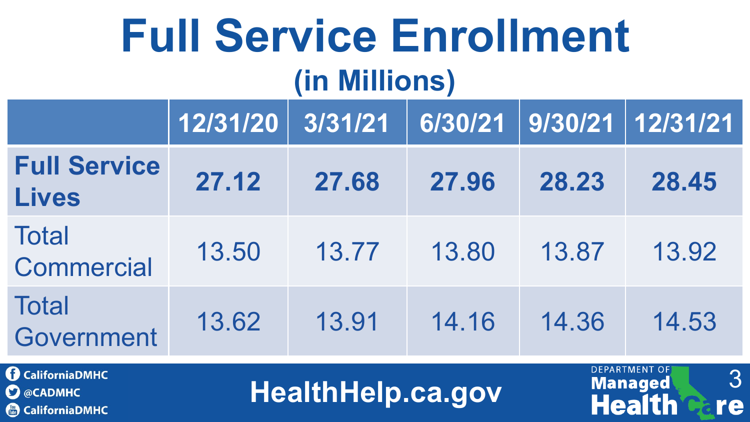# Full Service Enrollment

## (in Millions)

| | 12/31/20 | 3/31/21 | 6/30/21 | 9/30/21 | 12/31/21 |
|---|---|---|---|---|---|
| **Full Service Lives** | **27.12** | **27.68** | **27.96** | **28.23** | **28.45** |
| Total Commercial | 13.50 | 13.77 | 13.80 | 13.87 | 13.92 |
| Total Government | 13.62 | 13.91 | 14.16 | 14.36 | 14.53 |

CaliforniaDMHC
@CADMHC
CaliforniaDMHC

HealthHelp.ca.gov

Department of Managed Health Care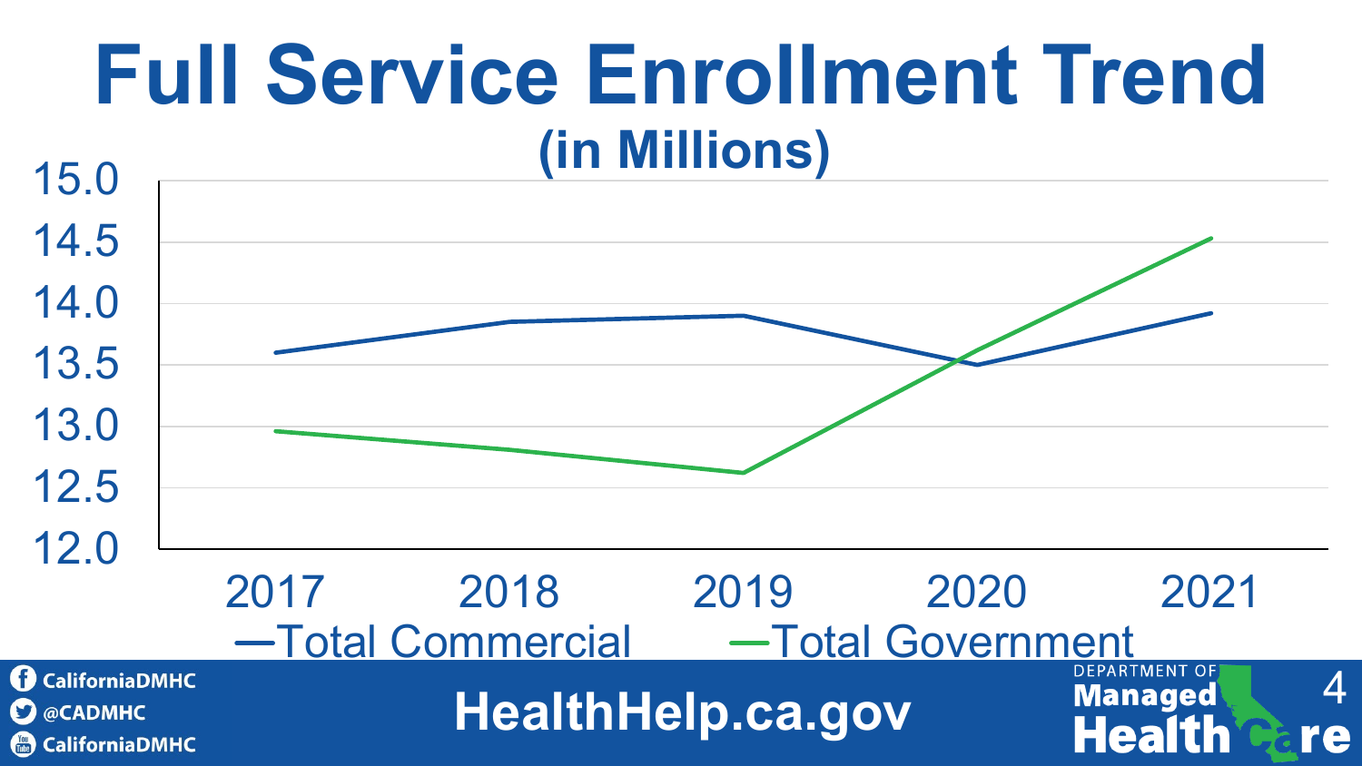# Full Service Enrollment Trend

## (in Millions)

15.0
14.5
14.0
13.5
13.0
12.5
12.0

2017 2018 2019 2020 2021

—Total Commercial —Total Government

CaliforniaDMHC
@CADMHC
CaliforniaDMHC

HealthHelp.ca.gov

DEPARTMENT OF Managed Health Care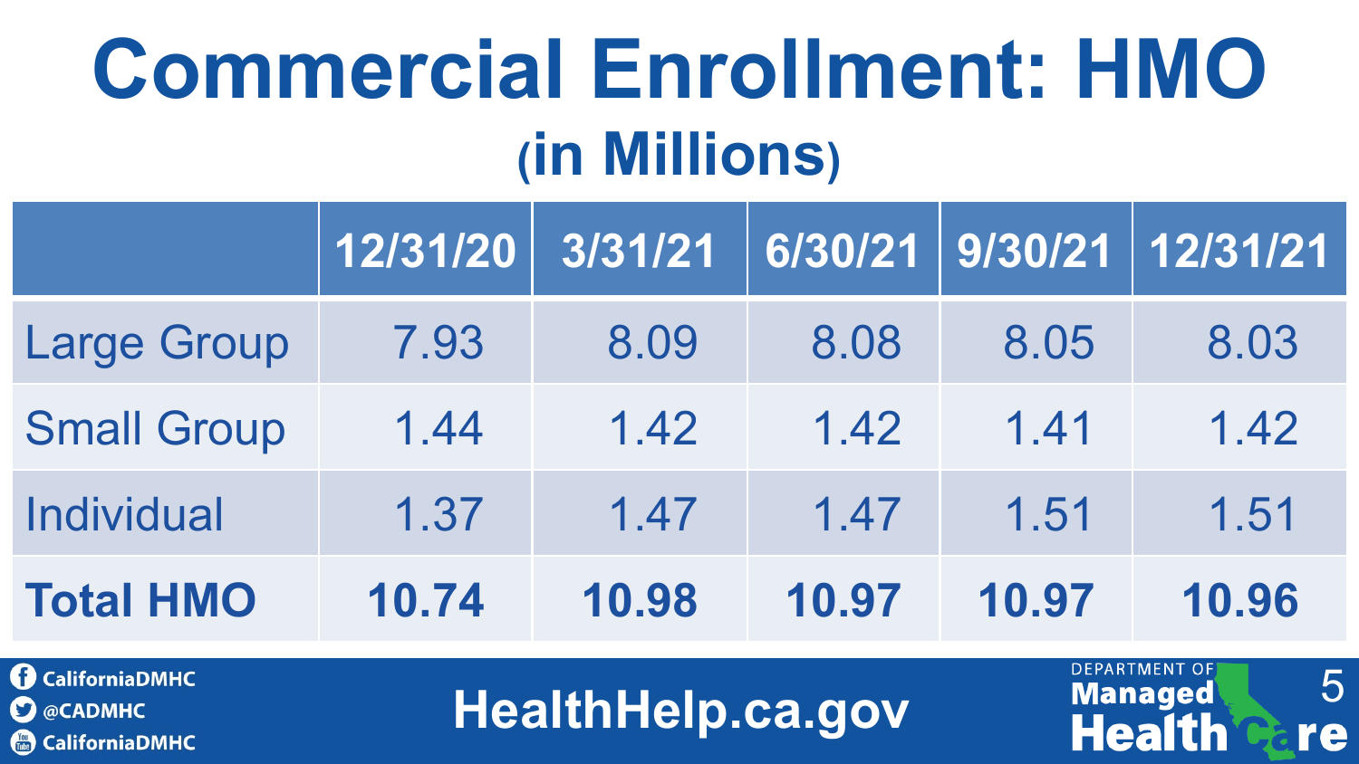# Commercial Enrollment: HMO

## (in Millions)

| | 12/31/20 | 3/31/21 | 6/30/21 | 9/30/21 | 12/31/21 |
|---|---|---|---|---|---|
| Large Group | 7.93 | 8.09 | 8.08 | 8.05 | 8.03 |
| Small Group | 1.44 | 1.42 | 1.42 | 1.41 | 1.42 |
| Individual | 1.37 | 1.47 | 1.47 | 1.51 | 1.51 |
| **Total HMO** | **10.74** | **10.98** | **10.97** | **10.97** | **10.96** |

CaliforniaDMHC
@CADMHC
CaliforniaDMHC

HealthHelp.ca.gov

Department of Managed Health Care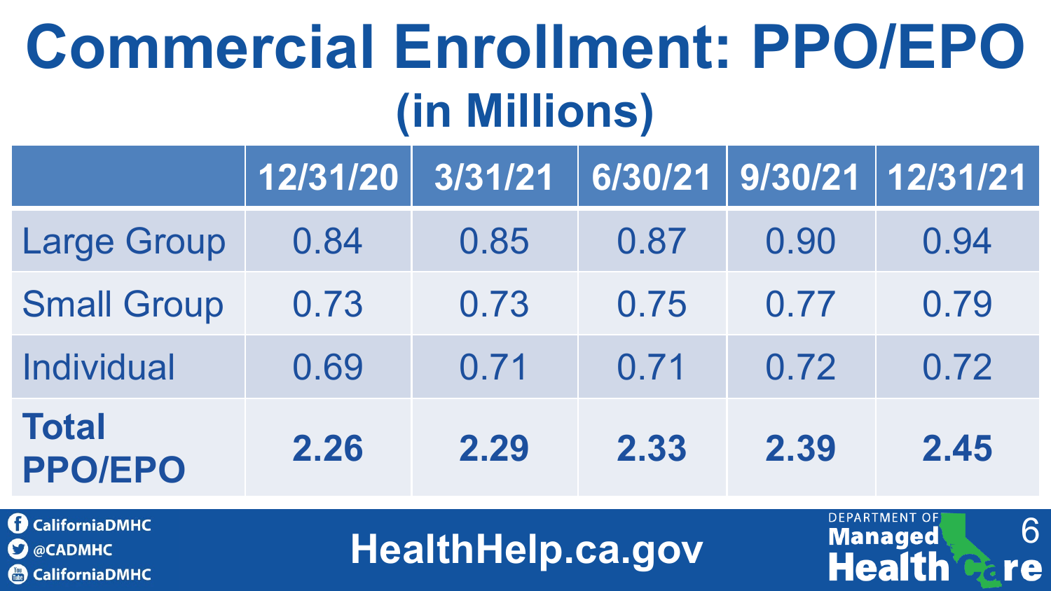# Commercial Enrollment: PPO/EPO

## (in Millions)

| | 12/31/20 | 3/31/21 | 6/30/21 | 9/30/21 | 12/31/21 |
|---|---|---|---|---|---|
| Large Group | 0.84 | 0.85 | 0.87 | 0.90 | 0.94 |
| Small Group | 0.73 | 0.73 | 0.75 | 0.77 | 0.79 |
| Individual | 0.69 | 0.71 | 0.71 | 0.72 | 0.72 |
| **Total PPO/EPO** | **2.26** | **2.29** | **2.33** | **2.39** | **2.45** |

CaliforniaDMHC
@CADMHC
CaliforniaDMHC

HealthHelp.ca.gov

DEPARTMENT OF Managed Health Care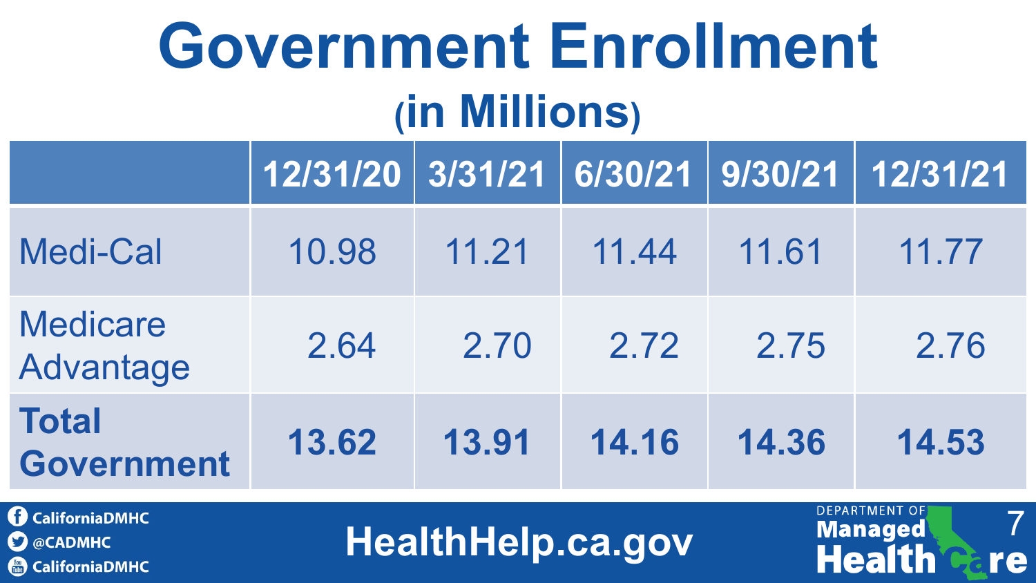# Government Enrollment

## (in Millions)

| | 12/31/20 | 3/31/21 | 6/30/21 | 9/30/21 | 12/31/21 |
|---|---|---|---|---|---|
| Medi-Cal | 10.98 | 11.21 | 11.44 | 11.61 | 11.77 |
| Medicare Advantage | 2.64 | 2.70 | 2.72 | 2.75 | 2.76 |
| **Total Government** | **13.62** | **13.91** | **14.16** | **14.36** | **14.53** |

CaliforniaDMHC
@CADMHC
CaliforniaDMHC

HealthHelp.ca.gov

Department of Managed Health Care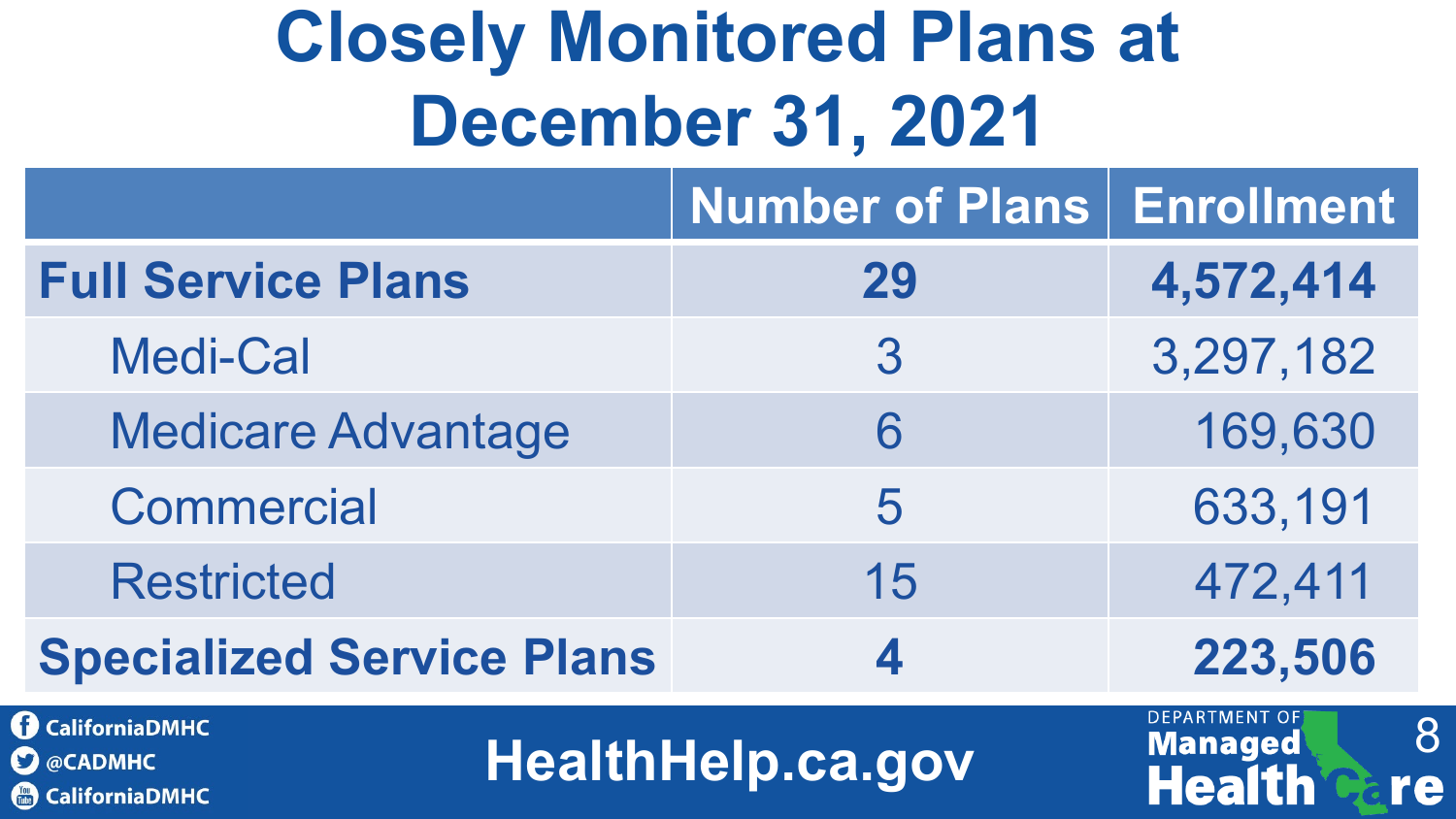# Closely Monitored Plans at December 31, 2021

| | Number of Plans | Enrollment |
|---|---|---|
| **Full Service Plans** | **29** | **4,572,414** |
| Medi-Cal | 3 | 3,297,182 |
| Medicare Advantage | 6 | 169,630 |
| Commercial | 5 | 633,191 |
| Restricted | 15 | 472,411 |
| **Specialized Service Plans** | **4** | **223,506** |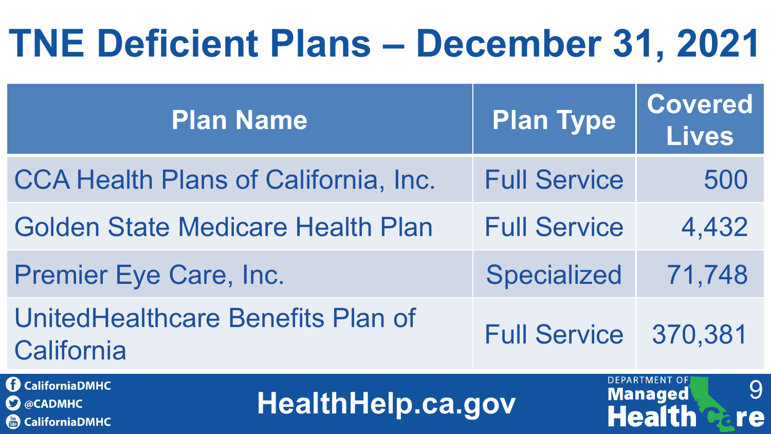# TNE Deficient Plans – December 31, 2021

| Plan Name | Plan Type | Covered Lives |
| --- | --- | --- |
| CCA Health Plans of California, Inc. | Full Service | 500 |
| Golden State Medicare Health Plan | Full Service | 4,432 |
| Premier Eye Care, Inc. | Specialized | 71,748 |
| UnitedHealthcare Benefits Plan of California | Full Service | 370,381 |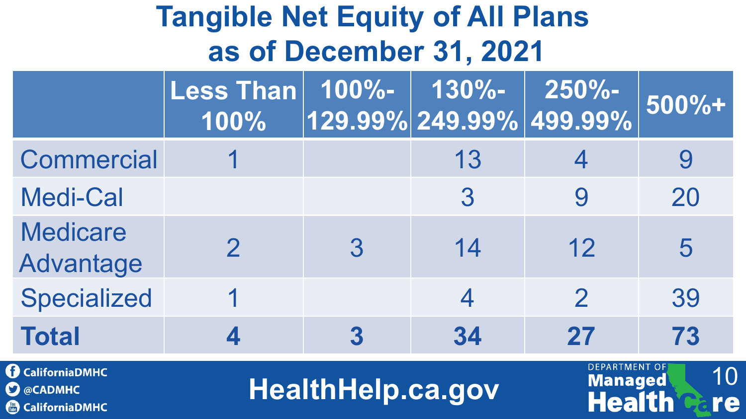# Tangible Net Equity of All Plans as of December 31, 2021

| | Less Than 100% | 100%-129.99% | 130%-249.99% | 250%-499.99% | 500%+ |
|---|---|---|---|---|---|
| Commercial | 1 | | 13 | 4 | 9 |
| Medi-Cal | | | 3 | 9 | 20 |
| Medicare Advantage | 2 | 3 | 14 | 12 | 5 |
| Specialized | 1 | | 4 | 2 | 39 |
| **Total** | **4** | **3** | **34** | **27** | **73** |

CaliforniaDMHC
@CADMHC
CaliforniaDMHC

HealthHelp.ca.gov

Department of Managed Health Care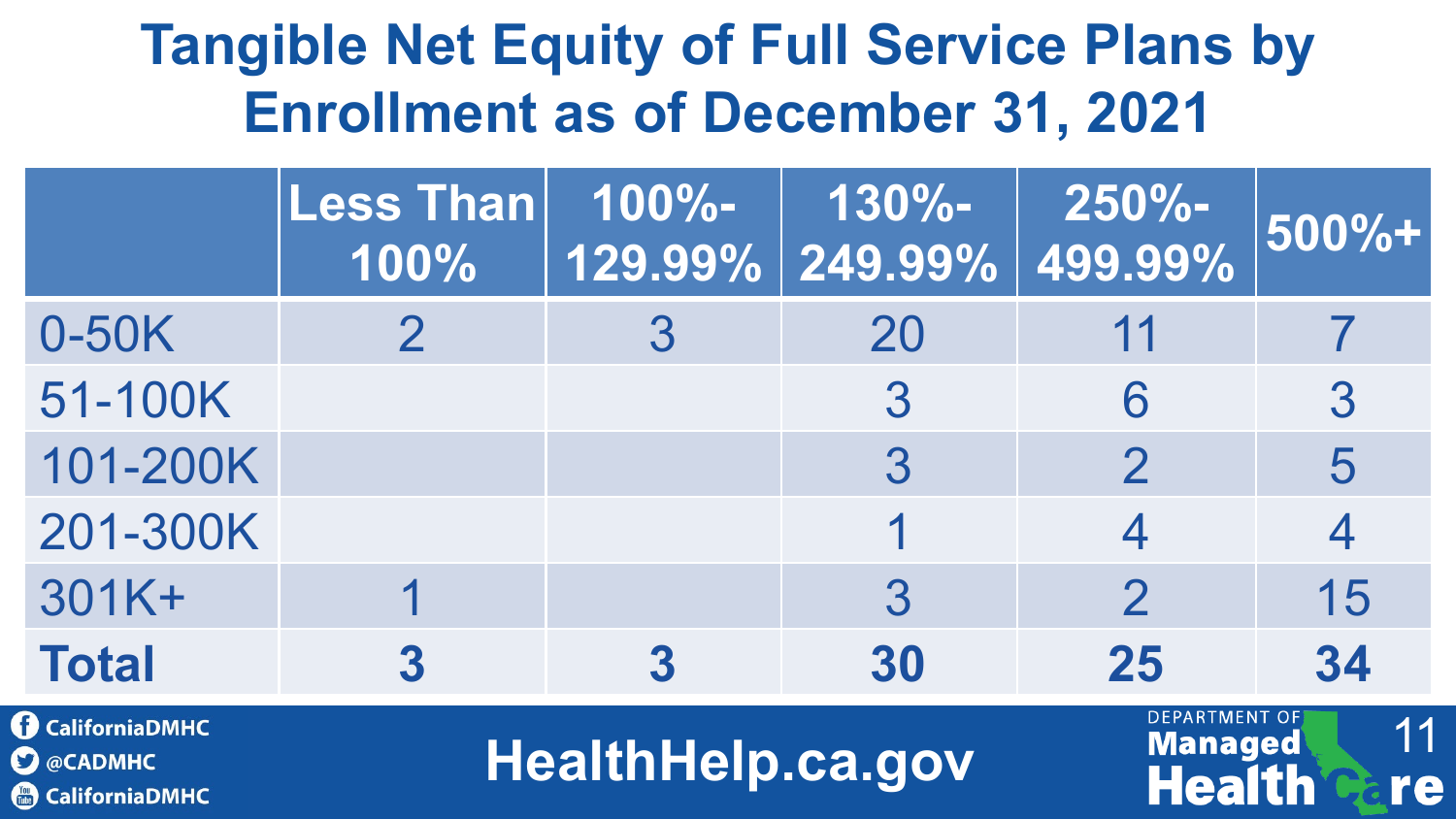# Tangible Net Equity of Full Service Plans by Enrollment as of December 31, 2021

| | Less Than 100% | 100%-129.99% | 130%-249.99% | 250%-499.99% | 500%+ |
|---|---|---|---|---|---|
| 0-50K | 2 | 3 | 20 | 11 | 7 |
| 51-100K | | | 3 | 6 | 3 |
| 101-200K | | | 3 | 2 | 5 |
| 201-300K | | | 1 | 4 | 4 |
| 301K+ | 1 | | 3 | 2 | 15 |
| **Total** | **3** | **3** | **30** | **25** | **34** |

CaliforniaDMHC
@CADMHC
CaliforniaDMHC

HealthHelp.ca.gov

DEPARTMENT OF Managed Health Care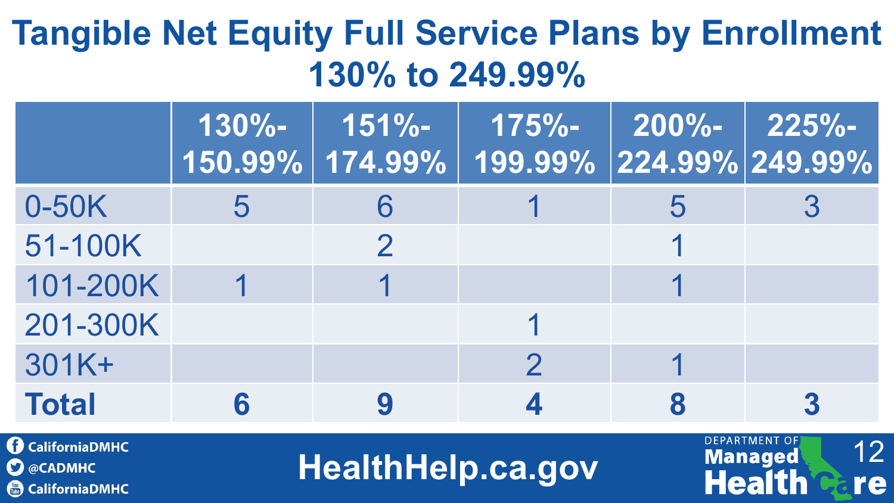# Tangible Net Equity Full Service Plans by Enrollment 130% to 249.99%

| | 130%-150.99% | 151%-174.99% | 175%-199.99% | 200%-224.99% | 225%-249.99% |
|---|---|---|---|---|---|
| 0-50K | 5 | 6 | 1 | 5 | 3 |
| 51-100K | | 2 | | 1 | |
| 101-200K | 1 | 1 | | 1 | |
| 201-300K | | | 1 | | |
| 301K+ | | | 2 | 1 | |
| **Total** | **6** | **9** | **4** | **8** | **3** |

CaliforniaDMHC
@CADMHC
CaliforniaDMHC

HealthHelp.ca.gov

Department of Managed Health Care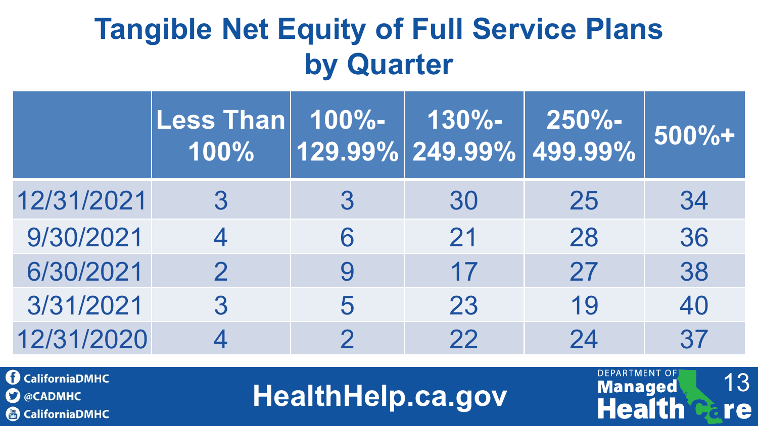# Tangible Net Equity of Full Service Plans by Quarter

| | Less Than 100% | 100%-129.99% | 130%-249.99% | 250%-499.99% | 500%+ |
|---|---|---|---|---|---|
| 12/31/2021 | 3 | 3 | 30 | 25 | 34 |
| 9/30/2021 | 4 | 6 | 21 | 28 | 36 |
| 6/30/2021 | 2 | 9 | 17 | 27 | 38 |
| 3/31/2021 | 3 | 5 | 23 | 19 | 40 |
| 12/31/2020 | 4 | 2 | 22 | 24 | 37 |

CaliforniaDMHC
@CADMHC
CaliforniaDMHC

HealthHelp.ca.gov

DEPARTMENT OF Managed Health Care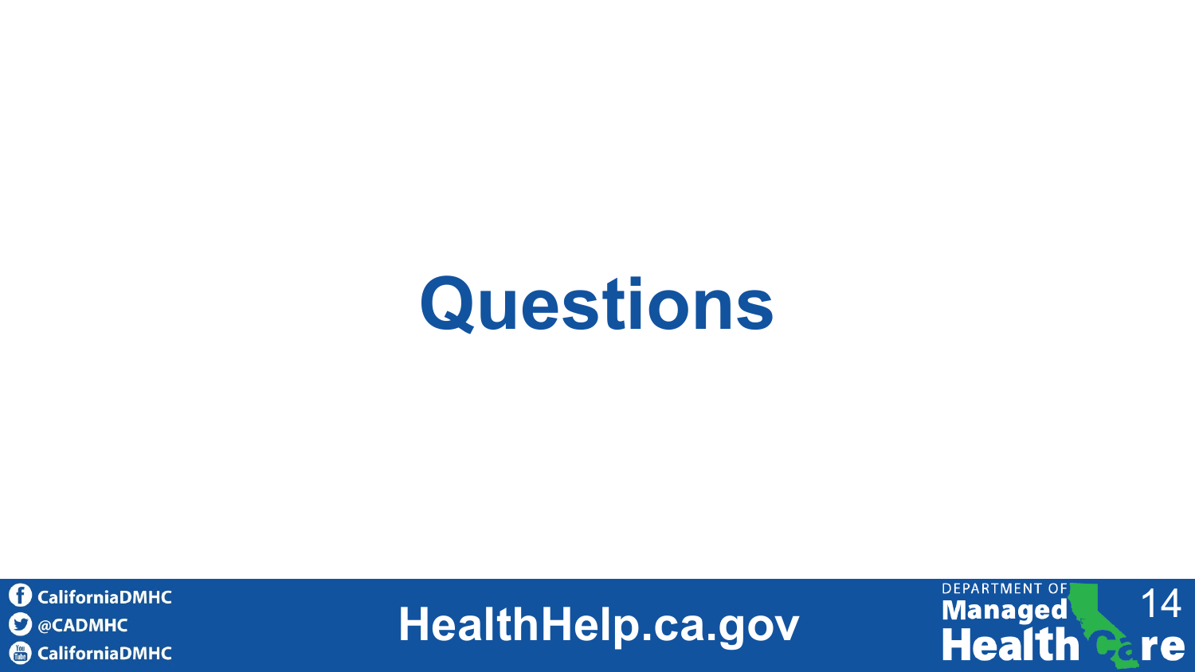# Questions

CaliforniaDMHC

@CADMHC

CaliforniaDMHC

HealthHelp.ca.gov

DEPARTMENT OF Managed Health Care